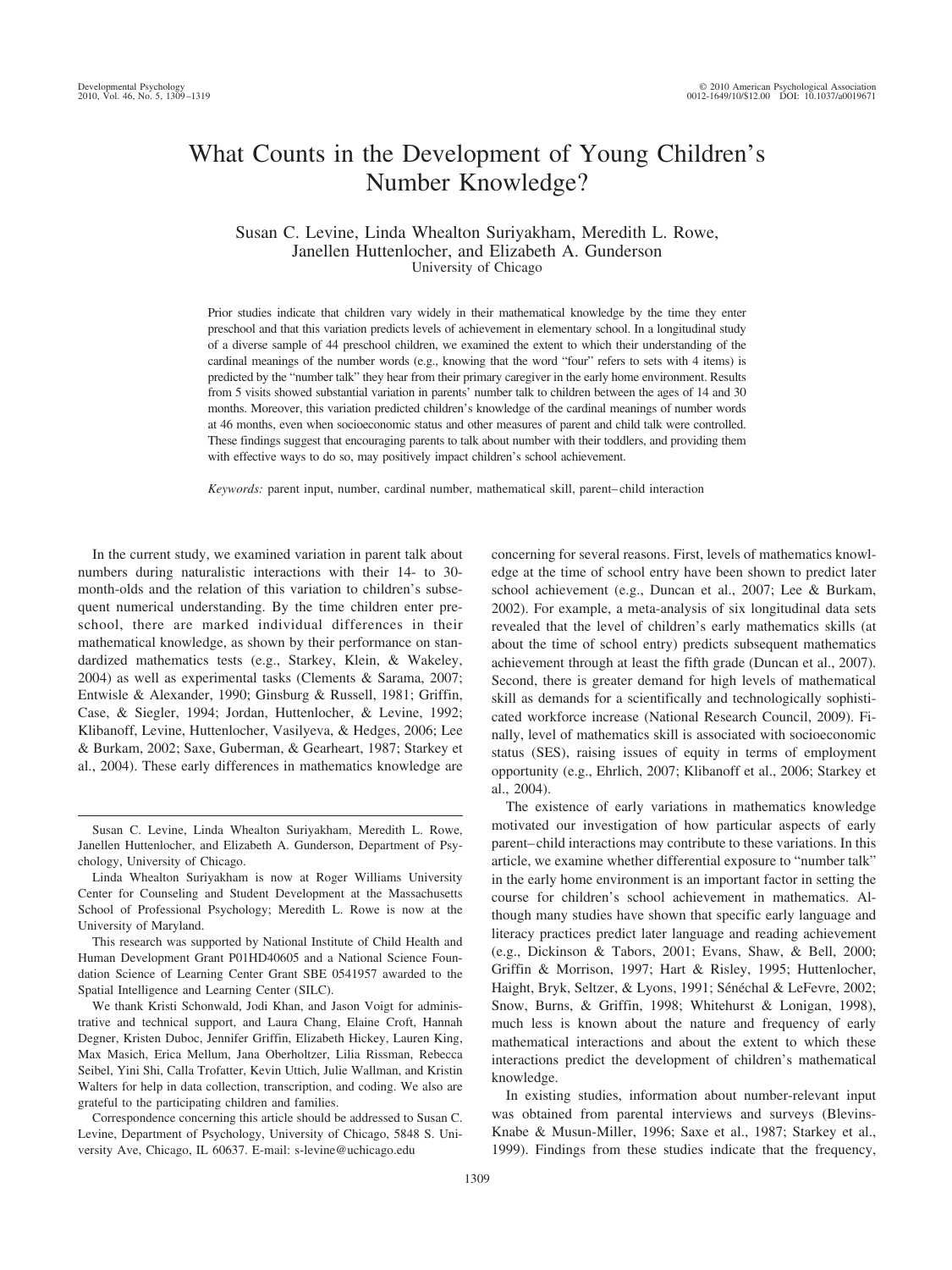# What Counts in the Development of Young Children's Number Knowledge?

Susan C. Levine, Linda Whealton Suriyakham, Meredith L. Rowe, Janellen Huttenlocher, and Elizabeth A. Gunderson
University of Chicago

Prior studies indicate that children vary widely in their mathematical knowledge by the time they enter preschool and that this variation predicts levels of achievement in elementary school. In a longitudinal study of a diverse sample of 44 preschool children, we examined the extent to which their understanding of the cardinal meanings of the number words (e.g., knowing that the word "four" refers to sets with 4 items) is predicted by the "number talk" they hear from their primary caregiver in the early home environment. Results from 5 visits showed substantial variation in parents' number talk to children between the ages of 14 and 30 months. Moreover, this variation predicted children's knowledge of the cardinal meanings of number words at 46 months, even when socioeconomic status and other measures of parent and child talk were controlled. These findings suggest that encouraging parents to talk about number with their toddlers, and providing them with effective ways to do so, may positively impact children's school achievement.

*Keywords:* parent input, number, cardinal number, mathematical skill, parent–child interaction

In the current study, we examined variation in parent talk about numbers during naturalistic interactions with their 14- to 30-month-olds and the relation of this variation to children's subsequent numerical understanding. By the time children enter preschool, there are marked individual differences in their mathematical knowledge, as shown by their performance on standardized mathematics tests (e.g., Starkey, Klein, & Wakeley, 2004) as well as experimental tasks (Clements & Sarama, 2007; Entwisle & Alexander, 1990; Ginsburg & Russell, 1981; Griffin, Case, & Siegler, 1994; Jordan, Huttenlocher, & Levine, 1992; Klibanoff, Levine, Huttenlocher, Vasilyeva, & Hedges, 2006; Lee & Burkam, 2002; Saxe, Guberman, & Gearheart, 1987; Starkey et al., 2004). These early differences in mathematics knowledge are concerning for several reasons. First, levels of mathematics knowledge at the time of school entry have been shown to predict later school achievement (e.g., Duncan et al., 2007; Lee & Burkam, 2002). For example, a meta-analysis of six longitudinal data sets revealed that the level of children's early mathematics skills (at about the time of school entry) predicts subsequent mathematics achievement through at least the fifth grade (Duncan et al., 2007). Second, there is greater demand for high levels of mathematical skill as demands for a scientifically and technologically sophisticated workforce increase (National Research Council, 2009). Finally, level of mathematics skill is associated with socioeconomic status (SES), raising issues of equity in terms of employment opportunity (e.g., Ehrlich, 2007; Klibanoff et al., 2006; Starkey et al., 2004).

The existence of early variations in mathematics knowledge motivated our investigation of how particular aspects of early parent–child interactions may contribute to these variations. In this article, we examine whether differential exposure to "number talk" in the early home environment is an important factor in setting the course for children's school achievement in mathematics. Although many studies have shown that specific early language and literacy practices predict later language and reading achievement (e.g., Dickinson & Tabors, 2001; Evans, Shaw, & Bell, 2000; Griffin & Morrison, 1997; Hart & Risley, 1995; Huttenlocher, Haight, Bryk, Seltzer, & Lyons, 1991; Sénéchal & LeFevre, 2002; Snow, Burns, & Griffin, 1998; Whitehurst & Lonigan, 1998), much less is known about the nature and frequency of early mathematical interactions and about the extent to which these interactions predict the development of children's mathematical knowledge.

In existing studies, information about number-relevant input was obtained from parental interviews and surveys (Blevins-Knabe & Musun-Miller, 1996; Saxe et al., 1987; Starkey et al., 1999). Findings from these studies indicate that the frequency,

---

Susan C. Levine, Linda Whealton Suriyakham, Meredith L. Rowe, Janellen Huttenlocher, and Elizabeth A. Gunderson, Department of Psychology, University of Chicago.

Linda Whealton Suriyakham is now at Roger Williams University Center for Counseling and Student Development at the Massachusetts School of Professional Psychology; Meredith L. Rowe is now at the University of Maryland.

This research was supported by National Institute of Child Health and Human Development Grant P01HD40605 and a National Science Foundation Science of Learning Center Grant SBE 0541957 awarded to the Spatial Intelligence and Learning Center (SILC).

We thank Kristi Schonwald, Jodi Khan, and Jason Voigt for administrative and technical support, and Laura Chang, Elaine Croft, Hannah Degner, Kristen Duboc, Jennifer Griffin, Elizabeth Hickey, Lauren King, Max Masich, Erica Mellum, Jana Oberholtzer, Lilia Rissman, Rebecca Seibel, Yini Shi, Calla Trofatter, Kevin Uttich, Julie Wallman, and Kristin Walters for help in data collection, transcription, and coding. We also are grateful to the participating children and families.

Correspondence concerning this article should be addressed to Susan C. Levine, Department of Psychology, University of Chicago, 5848 S. University Ave, Chicago, IL 60637. E-mail: s-levine@uchicago.edu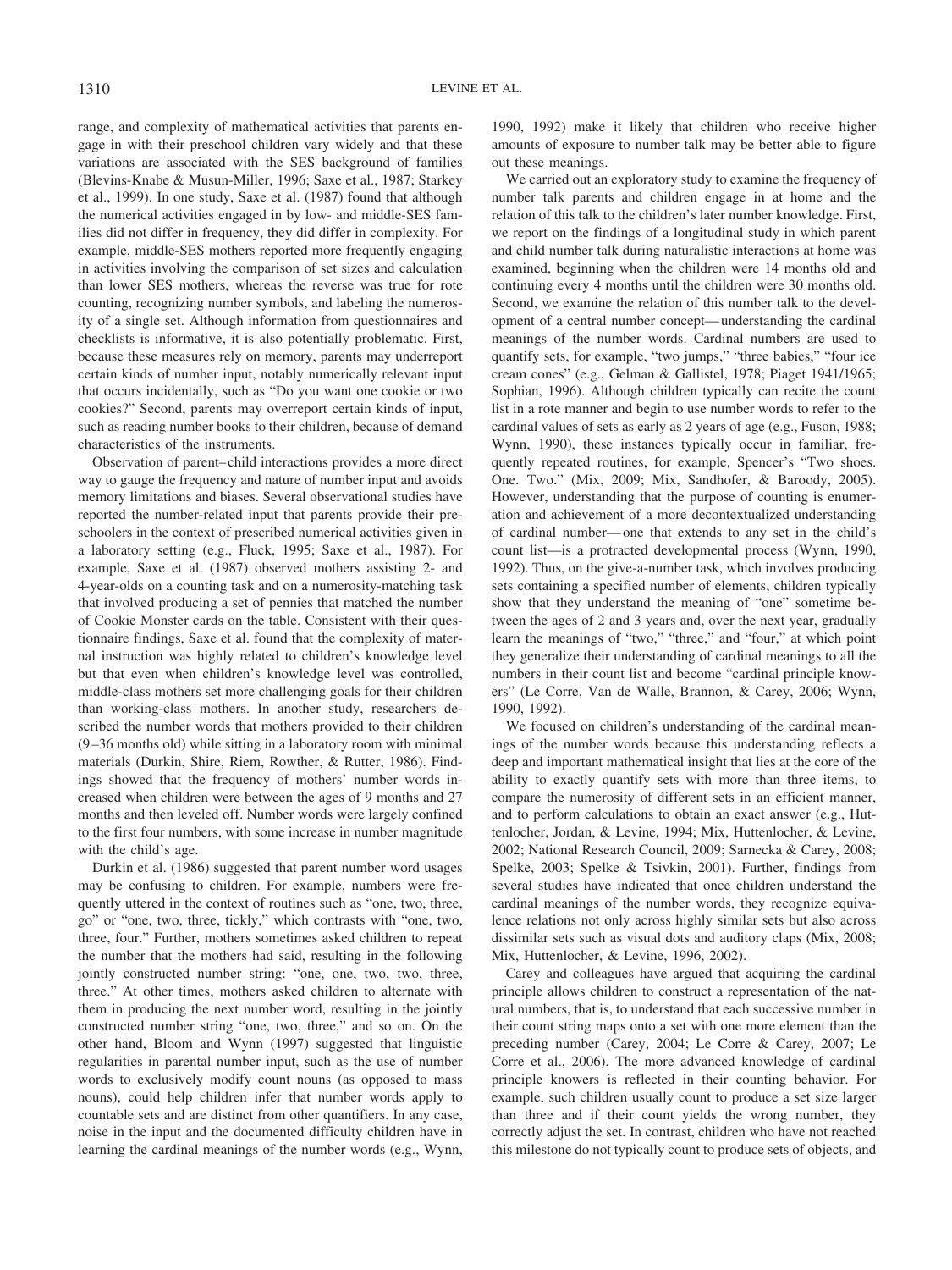range, and complexity of mathematical activities that parents engage in with their preschool children vary widely and that these variations are associated with the SES background of families (Blevins-Knabe & Musun-Miller, 1996; Saxe et al., 1987; Starkey et al., 1999). In one study, Saxe et al. (1987) found that although the numerical activities engaged in by low- and middle-SES families did not differ in frequency, they did differ in complexity. For example, middle-SES mothers reported more frequently engaging in activities involving the comparison of set sizes and calculation than lower SES mothers, whereas the reverse was true for rote counting, recognizing number symbols, and labeling the numerosity of a single set. Although information from questionnaires and checklists is informative, it is also potentially problematic. First, because these measures rely on memory, parents may underreport certain kinds of number input, notably numerically relevant input that occurs incidentally, such as "Do you want one cookie or two cookies?" Second, parents may overreport certain kinds of input, such as reading number books to their children, because of demand characteristics of the instruments.

Observation of parent–child interactions provides a more direct way to gauge the frequency and nature of number input and avoids memory limitations and biases. Several observational studies have reported the number-related input that parents provide their preschoolers in the context of prescribed numerical activities given in a laboratory setting (e.g., Fluck, 1995; Saxe et al., 1987). For example, Saxe et al. (1987) observed mothers assisting 2- and 4-year-olds on a counting task and on a numerosity-matching task that involved producing a set of pennies that matched the number of Cookie Monster cards on the table. Consistent with their questionnaire findings, Saxe et al. found that the complexity of maternal instruction was highly related to children's knowledge level but that even when children's knowledge level was controlled, middle-class mothers set more challenging goals for their children than working-class mothers. In another study, researchers described the number words that mothers provided to their children (9–36 months old) while sitting in a laboratory room with minimal materials (Durkin, Shire, Riem, Rowther, & Rutter, 1986). Findings showed that the frequency of mothers' number words increased when children were between the ages of 9 months and 27 months and then leveled off. Number words were largely confined to the first four numbers, with some increase in number magnitude with the child's age.

Durkin et al. (1986) suggested that parent number word usages may be confusing to children. For example, numbers were frequently uttered in the context of routines such as "one, two, three, go" or "one, two, three, tickly," which contrasts with "one, two, three, four." Further, mothers sometimes asked children to repeat the number that the mothers had said, resulting in the following jointly constructed number string: "one, one, two, two, three, three." At other times, mothers asked children to alternate with them in producing the next number word, resulting in the jointly constructed number string "one, two, three," and so on. On the other hand, Bloom and Wynn (1997) suggested that linguistic regularities in parental number input, such as the use of number words to exclusively modify count nouns (as opposed to mass nouns), could help children infer that number words apply to countable sets and are distinct from other quantifiers. In any case, noise in the input and the documented difficulty children have in learning the cardinal meanings of the number words (e.g., Wynn, 1990, 1992) make it likely that children who receive higher amounts of exposure to number talk may be better able to figure out these meanings.

We carried out an exploratory study to examine the frequency of number talk parents and children engage in at home and the relation of this talk to the children's later number knowledge. First, we report on the findings of a longitudinal study in which parent and child number talk during naturalistic interactions at home was examined, beginning when the children were 14 months old and continuing every 4 months until the children were 30 months old. Second, we examine the relation of this number talk to the development of a central number concept—understanding the cardinal meanings of the number words. Cardinal numbers are used to quantify sets, for example, "two jumps," "three babies," "four ice cream cones" (e.g., Gelman & Gallistel, 1978; Piaget 1941/1965; Sophian, 1996). Although children typically can recite the count list in a rote manner and begin to use number words to refer to the cardinal values of sets as early as 2 years of age (e.g., Fuson, 1988; Wynn, 1990), these instances typically occur in familiar, frequently repeated routines, for example, Spencer's "Two shoes. One. Two." (Mix, 2009; Mix, Sandhofer, & Baroody, 2005). However, understanding that the purpose of counting is enumeration and achievement of a more decontextualized understanding of cardinal number—one that extends to any set in the child's count list—is a protracted developmental process (Wynn, 1990, 1992). Thus, on the give-a-number task, which involves producing sets containing a specified number of elements, children typically show that they understand the meaning of "one" sometime between the ages of 2 and 3 years and, over the next year, gradually learn the meanings of "two," "three," and "four," at which point they generalize their understanding of cardinal meanings to all the numbers in their count list and become "cardinal principle knowers" (Le Corre, Van de Walle, Brannon, & Carey, 2006; Wynn, 1990, 1992).

We focused on children's understanding of the cardinal meanings of the number words because this understanding reflects a deep and important mathematical insight that lies at the core of the ability to exactly quantify sets with more than three items, to compare the numerosity of different sets in an efficient manner, and to perform calculations to obtain an exact answer (e.g., Huttenlocher, Jordan, & Levine, 1994; Mix, Huttenlocher, & Levine, 2002; National Research Council, 2009; Sarnecka & Carey, 2008; Spelke, 2003; Spelke & Tsivkin, 2001). Further, findings from several studies have indicated that once children understand the cardinal meanings of the number words, they recognize equivalence relations not only across highly similar sets but also across dissimilar sets such as visual dots and auditory claps (Mix, 2008; Mix, Huttenlocher, & Levine, 1996, 2002).

Carey and colleagues have argued that acquiring the cardinal principle allows children to construct a representation of the natural numbers, that is, to understand that each successive number in their count string maps onto a set with one more element than the preceding number (Carey, 2004; Le Corre & Carey, 2007; Le Corre et al., 2006). The more advanced knowledge of cardinal principle knowers is reflected in their counting behavior. For example, such children usually count to produce a set size larger than three and if their count yields the wrong number, they correctly adjust the set. In contrast, children who have not reached this milestone do not typically count to produce sets of objects, and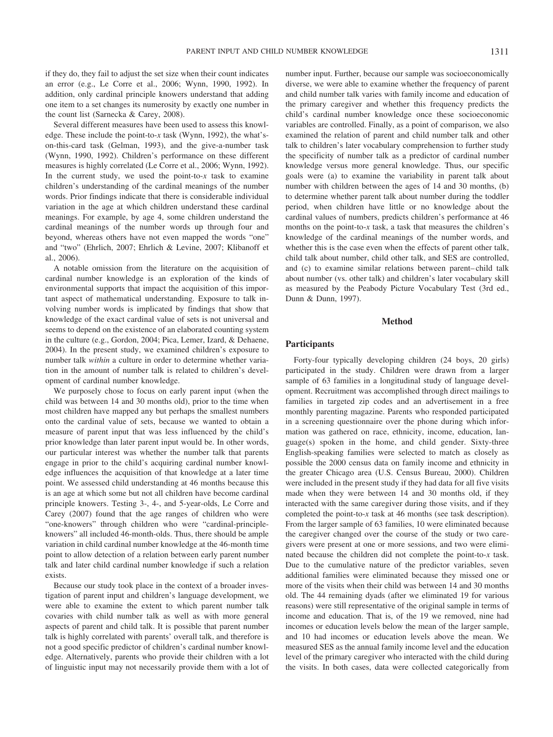if they do, they fail to adjust the set size when their count indicates an error (e.g., Le Corre et al., 2006; Wynn, 1990, 1992). In addition, only cardinal principle knowers understand that adding one item to a set changes its numerosity by exactly one number in the count list (Sarnecka & Carey, 2008).

Several different measures have been used to assess this knowledge. These include the point-to-*x* task (Wynn, 1992), the what's-on-this-card task (Gelman, 1993), and the give-a-number task (Wynn, 1990, 1992). Children's performance on these different measures is highly correlated (Le Corre et al., 2006; Wynn, 1992). In the current study, we used the point-to-*x* task to examine children's understanding of the cardinal meanings of the number words. Prior findings indicate that there is considerable individual variation in the age at which children understand these cardinal meanings. For example, by age 4, some children understand the cardinal meanings of the number words up through four and beyond, whereas others have not even mapped the words "one" and "two" (Ehrlich, 2007; Ehrlich & Levine, 2007; Klibanoff et al., 2006).

A notable omission from the literature on the acquisition of cardinal number knowledge is an exploration of the kinds of environmental supports that impact the acquisition of this important aspect of mathematical understanding. Exposure to talk involving number words is implicated by findings that show that knowledge of the exact cardinal value of sets is not universal and seems to depend on the existence of an elaborated counting system in the culture (e.g., Gordon, 2004; Pica, Lemer, Izard, & Dehaene, 2004). In the present study, we examined children's exposure to number talk *within* a culture in order to determine whether variation in the amount of number talk is related to children's development of cardinal number knowledge.

We purposely chose to focus on early parent input (when the child was between 14 and 30 months old), prior to the time when most children have mapped any but perhaps the smallest numbers onto the cardinal value of sets, because we wanted to obtain a measure of parent input that was less influenced by the child's prior knowledge than later parent input would be. In other words, our particular interest was whether the number talk that parents engage in prior to the child's acquiring cardinal number knowledge influences the acquisition of that knowledge at a later time point. We assessed child understanding at 46 months because this is an age at which some but not all children have become cardinal principle knowers. Testing 3-, 4-, and 5-year-olds, Le Corre and Carey (2007) found that the age ranges of children who were "one-knowers" through children who were "cardinal-principle-knowers" all included 46-month-olds. Thus, there should be ample variation in child cardinal number knowledge at the 46-month time point to allow detection of a relation between early parent number talk and later child cardinal number knowledge if such a relation exists.

Because our study took place in the context of a broader investigation of parent input and children's language development, we were able to examine the extent to which parent number talk covaries with child number talk as well as with more general aspects of parent and child talk. It is possible that parent number talk is highly correlated with parents' overall talk, and therefore is not a good specific predictor of children's cardinal number knowledge. Alternatively, parents who provide their children with a lot of linguistic input may not necessarily provide them with a lot of number input. Further, because our sample was socioeconomically diverse, we were able to examine whether the frequency of parent and child number talk varies with family income and education of the primary caregiver and whether this frequency predicts the child's cardinal number knowledge once these socioeconomic variables are controlled. Finally, as a point of comparison, we also examined the relation of parent and child number talk and other talk to children's later vocabulary comprehension to further study the specificity of number talk as a predictor of cardinal number knowledge versus more general knowledge. Thus, our specific goals were (a) to examine the variability in parent talk about number with children between the ages of 14 and 30 months, (b) to determine whether parent talk about number during the toddler period, when children have little or no knowledge about the cardinal values of numbers, predicts children's performance at 46 months on the point-to-*x* task, a task that measures the children's knowledge of the cardinal meanings of the number words, and whether this is the case even when the effects of parent other talk, child talk about number, child other talk, and SES are controlled, and (c) to examine similar relations between parent–child talk about number (vs. other talk) and children's later vocabulary skill as measured by the Peabody Picture Vocabulary Test (3rd ed., Dunn & Dunn, 1997).

## Method

### Participants

Forty-four typically developing children (24 boys, 20 girls) participated in the study. Children were drawn from a larger sample of 63 families in a longitudinal study of language development. Recruitment was accomplished through direct mailings to families in targeted zip codes and an advertisement in a free monthly parenting magazine. Parents who responded participated in a screening questionnaire over the phone during which information was gathered on race, ethnicity, income, education, language(s) spoken in the home, and child gender. Sixty-three English-speaking families were selected to match as closely as possible the 2000 census data on family income and ethnicity in the greater Chicago area (U.S. Census Bureau, 2000). Children were included in the present study if they had data for all five visits made when they were between 14 and 30 months old, if they interacted with the same caregiver during those visits, and if they completed the point-to-*x* task at 46 months (see task description). From the larger sample of 63 families, 10 were eliminated because the caregiver changed over the course of the study or two caregivers were present at one or more sessions, and two were eliminated because the children did not complete the point-to-*x* task. Due to the cumulative nature of the predictor variables, seven additional families were eliminated because they missed one or more of the visits when their child was between 14 and 30 months old. The 44 remaining dyads (after we eliminated 19 for various reasons) were still representative of the original sample in terms of income and education. That is, of the 19 we removed, nine had incomes or education levels below the mean of the larger sample, and 10 had incomes or education levels above the mean. We measured SES as the annual family income level and the education level of the primary caregiver who interacted with the child during the visits. In both cases, data were collected categorically from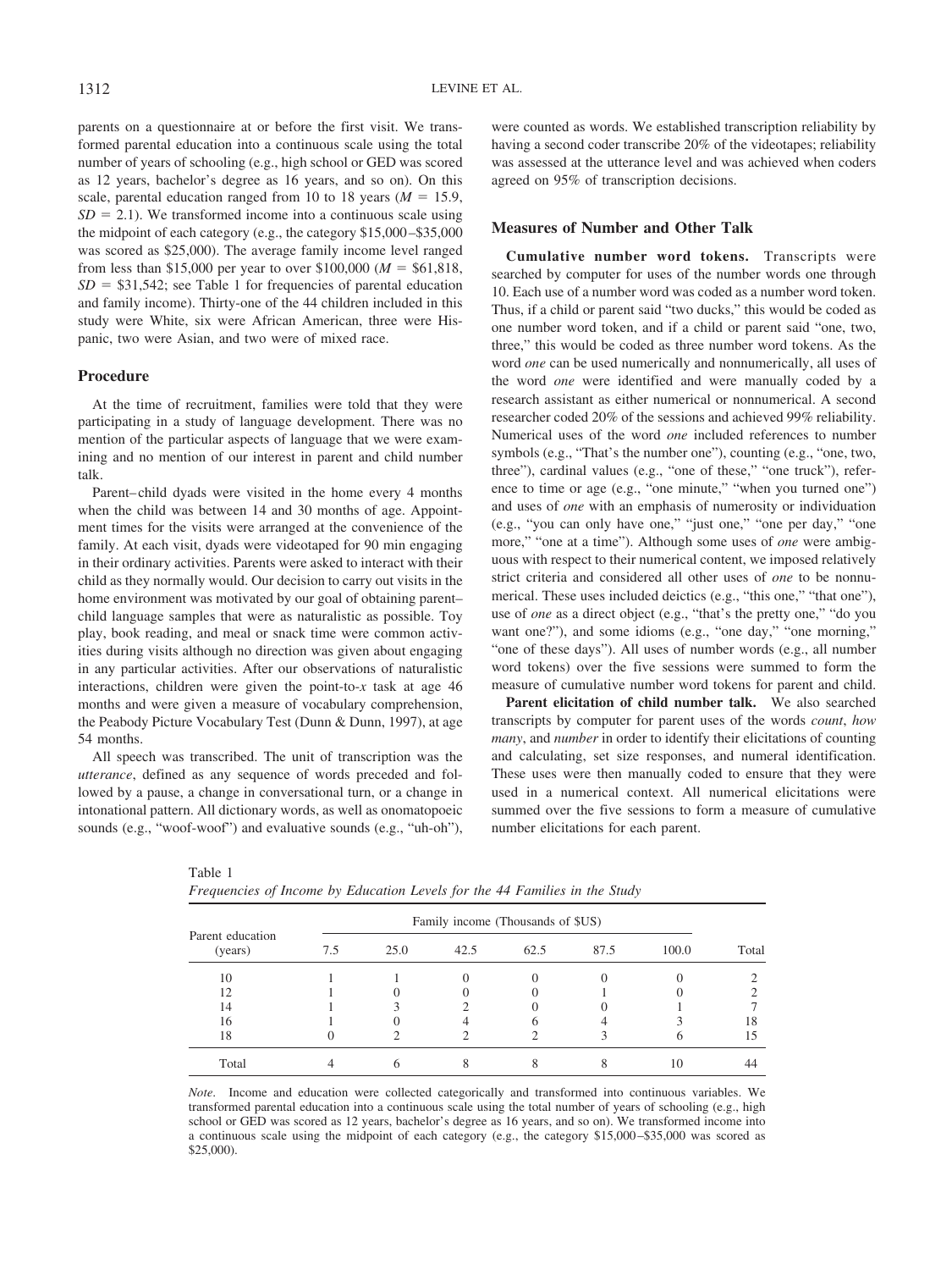parents on a questionnaire at or before the first visit. We transformed parental education into a continuous scale using the total number of years of schooling (e.g., high school or GED was scored as 12 years, bachelor's degree as 16 years, and so on). On this scale, parental education ranged from 10 to 18 years ($M$ = 15.9, $SD$ = 2.1). We transformed income into a continuous scale using the midpoint of each category (e.g., the category $15,000–$35,000 was scored as $25,000). The average family income level ranged from less than $15,000 per year to over $100,000 ($M$ = $61,818, $SD$ = $31,542; see Table 1 for frequencies of parental education and family income). Thirty-one of the 44 children included in this study were White, six were African American, three were Hispanic, two were Asian, and two were of mixed race.

## Procedure

At the time of recruitment, families were told that they were participating in a study of language development. There was no mention of the particular aspects of language that we were examining and no mention of our interest in parent and child number talk.

Parent–child dyads were visited in the home every 4 months when the child was between 14 and 30 months of age. Appointment times for the visits were arranged at the convenience of the family. At each visit, dyads were videotaped for 90 min engaging in their ordinary activities. Parents were asked to interact with their child as they normally would. Our decision to carry out visits in the home environment was motivated by our goal of obtaining parent–child language samples that were as naturalistic as possible. Toy play, book reading, and meal or snack time were common activities during visits although no direction was given about engaging in any particular activities. After our observations of naturalistic interactions, children were given the point-to-$x$ task at age 46 months and were given a measure of vocabulary comprehension, the Peabody Picture Vocabulary Test (Dunn & Dunn, 1997), at age 54 months.

All speech was transcribed. The unit of transcription was the *utterance*, defined as any sequence of words preceded and followed by a pause, a change in conversational turn, or a change in intonational pattern. All dictionary words, as well as onomatopoeic sounds (e.g., "woof-woof") and evaluative sounds (e.g., "uh-oh"), were counted as words. We established transcription reliability by having a second coder transcribe 20% of the videotapes; reliability was assessed at the utterance level and was achieved when coders agreed on 95% of transcription decisions.

## Measures of Number and Other Talk

**Cumulative number word tokens.** Transcripts were searched by computer for uses of the number words one through 10. Each use of a number word was coded as a number word token. Thus, if a child or parent said "two ducks," this would be coded as one number word token, and if a child or parent said "one, two, three," this would be coded as three number word tokens. As the word *one* can be used numerically and nonnumerically, all uses of the word *one* were identified and were manually coded by a research assistant as either numerical or nonnumerical. A second researcher coded 20% of the sessions and achieved 99% reliability. Numerical uses of the word *one* included references to number symbols (e.g., "That's the number one"), counting (e.g., "one, two, three"), cardinal values (e.g., "one of these," "one truck"), reference to time or age (e.g., "one minute," "when you turned one") and uses of *one* with an emphasis of numerosity or individuation (e.g., "you can only have one," "just one," "one per day," "one more," "one at a time"). Although some uses of *one* were ambiguous with respect to their numerical content, we imposed relatively strict criteria and considered all other uses of *one* to be nonnumerical. These uses included deictics (e.g., "this one," "that one"), use of *one* as a direct object (e.g., "that's the pretty one," "do you want one?"), and some idioms (e.g., "one day," "one morning," "one of these days"). All uses of number words (e.g., all number word tokens) over the five sessions were summed to form the measure of cumulative number word tokens for parent and child.

**Parent elicitation of child number talk.** We also searched transcripts by computer for parent uses of the words *count*, *how many*, and *number* in order to identify their elicitations of counting and calculating, set size responses, and numeral identification. These uses were then manually coded to ensure that they were used in a numerical context. All numerical elicitations were summed over the five sessions to form a measure of cumulative number elicitations for each parent.

Table 1
*Frequencies of Income by Education Levels for the 44 Families in the Study*

| Parent education (years) | Family income (Thousands of $US) | | | | | | Total |
|---|---|---|---|---|---|---|---|
| | 7.5 | 25.0 | 42.5 | 62.5 | 87.5 | 100.0 | |
| 10 | 1 | 1 | 0 | 0 | 0 | 0 | 2 |
| 12 | 1 | 0 | 0 | 0 | 1 | 0 | 2 |
| 14 | 1 | 3 | 2 | 0 | 0 | 1 | 7 |
| 16 | 1 | 0 | 4 | 6 | 4 | 3 | 18 |
| 18 | 0 | 2 | 2 | 2 | 3 | 6 | 15 |
| Total | 4 | 6 | 8 | 8 | 8 | 10 | 44 |

*Note*. Income and education were collected categorically and transformed into continuous variables. We transformed parental education into a continuous scale using the total number of years of schooling (e.g., high school or GED was scored as 12 years, bachelor's degree as 16 years, and so on). We transformed income into a continuous scale using the midpoint of each category (e.g., the category $15,000–$35,000 was scored as $25,000).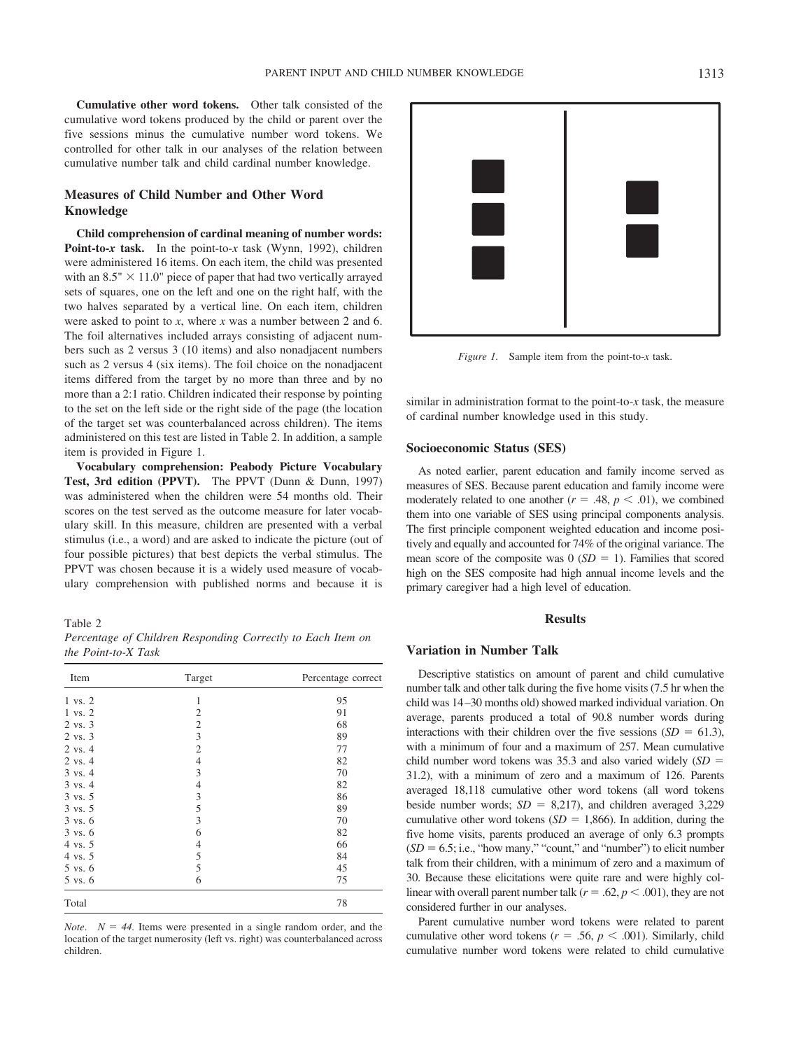**Cumulative other word tokens.** Other talk consisted of the cumulative word tokens produced by the child or parent over the five sessions minus the cumulative number word tokens. We controlled for other talk in our analyses of the relation between cumulative number talk and child cardinal number knowledge.

## Measures of Child Number and Other Word Knowledge

**Child comprehension of cardinal meaning of number words: Point-to-*x* task.** In the point-to-*x* task (Wynn, 1992), children were administered 16 items. On each item, the child was presented with an 8.5" × 11.0" piece of paper that had two vertically arrayed sets of squares, one on the left and one on the right half, with the two halves separated by a vertical line. On each item, children were asked to point to *x*, where *x* was a number between 2 and 6. The foil alternatives included arrays consisting of adjacent numbers such as 2 versus 3 (10 items) and also nonadjacent numbers such as 2 versus 4 (six items). The foil choice on the nonadjacent items differed from the target by no more than three and by no more than a 2:1 ratio. Children indicated their response by pointing to the set on the left side or the right side of the page (the location of the target set was counterbalanced across children). The items administered on this test are listed in Table 2. In addition, a sample item is provided in Figure 1.

**Vocabulary comprehension: Peabody Picture Vocabulary Test, 3rd edition (PPVT).** The PPVT (Dunn & Dunn, 1997) was administered when the children were 54 months old. Their scores on the test served as the outcome measure for later vocabulary skill. In this measure, children are presented with a verbal stimulus (i.e., a word) and are asked to indicate the picture (out of four possible pictures) that best depicts the verbal stimulus. The PPVT was chosen because it is a widely used measure of vocabulary comprehension with published norms and because it is similar in administration format to the point-to-*x* task, the measure of cardinal number knowledge used in this study.

Table 2
*Percentage of Children Responding Correctly to Each Item on the Point-to-X Task*

| Item | Target | Percentage correct |
|---|---|---|
| 1 vs. 2 | 1 | 95 |
| 1 vs. 2 | 2 | 91 |
| 2 vs. 3 | 2 | 68 |
| 2 vs. 3 | 3 | 89 |
| 2 vs. 4 | 2 | 77 |
| 2 vs. 4 | 4 | 82 |
| 3 vs. 4 | 3 | 70 |
| 3 vs. 4 | 4 | 82 |
| 3 vs. 5 | 3 | 86 |
| 3 vs. 5 | 5 | 89 |
| 3 vs. 6 | 3 | 70 |
| 3 vs. 6 | 6 | 82 |
| 4 vs. 5 | 4 | 66 |
| 4 vs. 5 | 5 | 84 |
| 5 vs. 6 | 5 | 45 |
| 5 vs. 6 | 6 | 75 |
| Total | | 78 |

*Note.* $N = 44$. Items were presented in a single random order, and the location of the target numerosity (left vs. right) was counterbalanced across children.

*Figure 1.* Sample item from the point-to-*x* task.

## Socioeconomic Status (SES)

As noted earlier, parent education and family income served as measures of SES. Because parent education and family income were moderately related to one another ($r = .48$, $p < .01$), we combined them into one variable of SES using principal components analysis. The first principle component weighted education and income positively and equally and accounted for 74% of the original variance. The mean score of the composite was 0 ($SD = 1$). Families that scored high on the SES composite had high annual income levels and the primary caregiver had a high level of education.

# Results

## Variation in Number Talk

Descriptive statistics on amount of parent and child cumulative number talk and other talk during the five home visits (7.5 hr when the child was 14–30 months old) showed marked individual variation. On average, parents produced a total of 90.8 number words during interactions with their children over the five sessions ($SD = 61.3$), with a minimum of four and a maximum of 257. Mean cumulative child number word tokens was 35.3 and also varied widely ($SD = 31.2$), with a minimum of zero and a maximum of 126. Parents averaged 18,118 cumulative other word tokens (all word tokens beside number words; $SD = 8{,}217$), and children averaged 3,229 cumulative other word tokens ($SD = 1{,}866$). In addition, during the five home visits, parents produced an average of only 6.3 prompts ($SD = 6.5$; i.e., "how many," "count," and "number") to elicit number talk from their children, with a minimum of zero and a maximum of 30. Because these elicitations were quite rare and were highly collinear with overall parent number talk ($r = .62$, $p < .001$), they are not considered further in our analyses.

Parent cumulative number word tokens were related to parent cumulative other word tokens ($r = .56$, $p < .001$). Similarly, child cumulative number word tokens were related to child cumulative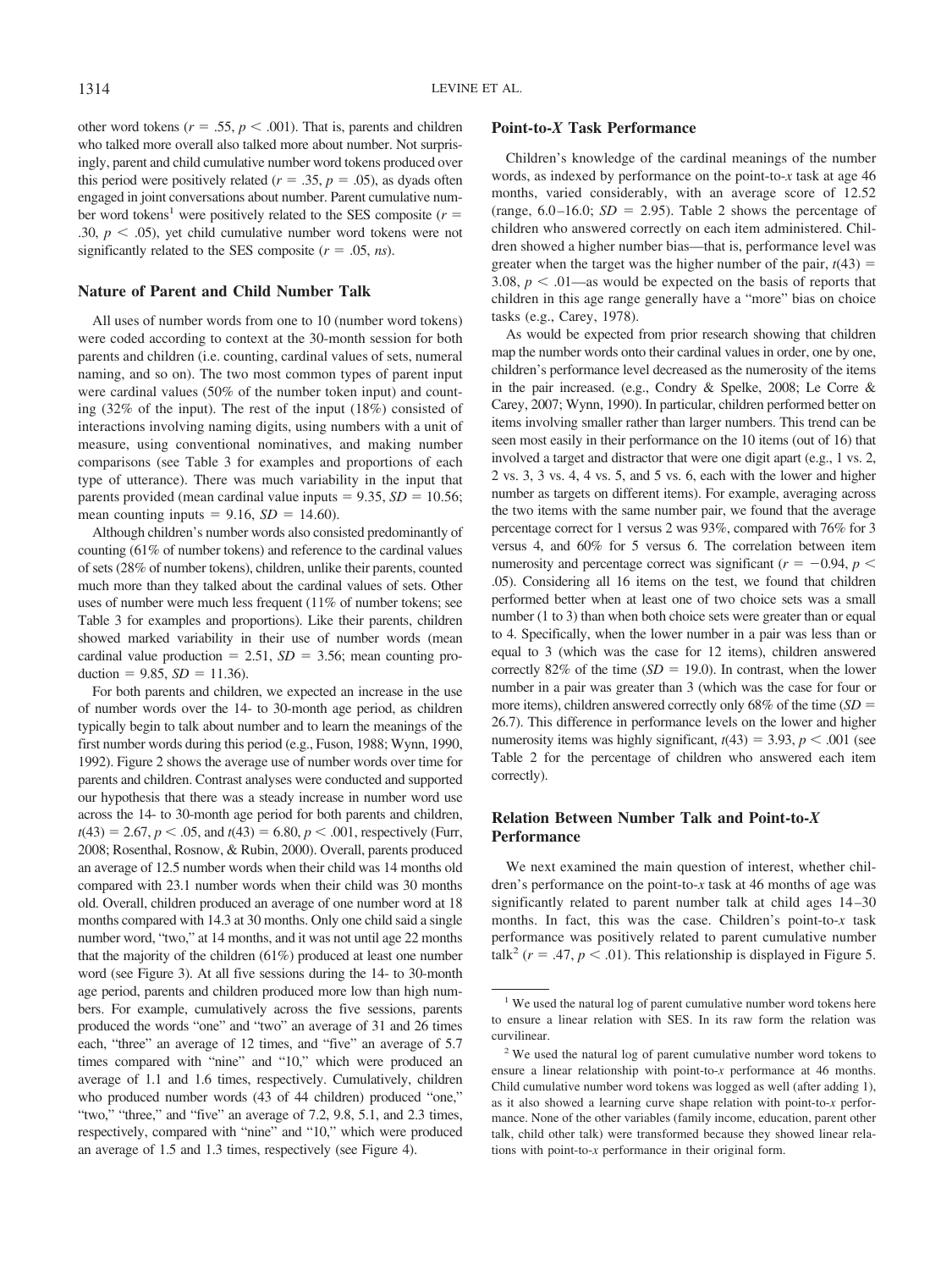other word tokens ($r = .55, p < .001$). That is, parents and children who talked more overall also talked more about number. Not surprisingly, parent and child cumulative number word tokens produced over this period were positively related ($r = .35, p = .05$), as dyads often engaged in joint conversations about number. Parent cumulative number word tokens[1] were positively related to the SES composite ($r = .30, p < .05$), yet child cumulative number word tokens were not significantly related to the SES composite ($r = .05$, *ns*).

## Nature of Parent and Child Number Talk

All uses of number words from one to 10 (number word tokens) were coded according to context at the 30-month session for both parents and children (i.e. counting, cardinal values of sets, numeral naming, and so on). The two most common types of parent input were cardinal values (50% of the number token input) and counting (32% of the input). The rest of the input (18%) consisted of interactions involving naming digits, using numbers with a unit of measure, using conventional nominatives, and making number comparisons (see Table 3 for examples and proportions of each type of utterance). There was much variability in the input that parents provided (mean cardinal value inputs = 9.35, $SD = 10.56$; mean counting inputs = 9.16, $SD = 14.60$).

Although children's number words also consisted predominantly of counting (61% of number tokens) and reference to the cardinal values of sets (28% of number tokens), children, unlike their parents, counted much more than they talked about the cardinal values of sets. Other uses of number were much less frequent (11% of number tokens; see Table 3 for examples and proportions). Like their parents, children showed marked variability in their use of number words (mean cardinal value production = 2.51, $SD = 3.56$; mean counting production = 9.85, $SD = 11.36$).

For both parents and children, we expected an increase in the use of number words over the 14- to 30-month age period, as children typically begin to talk about number and to learn the meanings of the first number words during this period (e.g., Fuson, 1988; Wynn, 1990, 1992). Figure 2 shows the average use of number words over time for parents and children. Contrast analyses were conducted and supported our hypothesis that there was a steady increase in number word use across the 14- to 30-month age period for both parents and children, $t(43) = 2.67, p < .05$, and $t(43) = 6.80, p < .001$, respectively (Furr, 2008; Rosenthal, Rosnow, & Rubin, 2000). Overall, parents produced an average of 12.5 number words when their child was 14 months old compared with 23.1 number words when their child was 30 months old. Overall, children produced an average of one number word at 18 months compared with 14.3 at 30 months. Only one child said a single number word, "two," at 14 months, and it was not until age 22 months that the majority of the children (61%) produced at least one number word (see Figure 3). At all five sessions during the 14- to 30-month age period, parents and children produced more low than high numbers. For example, cumulatively across the five sessions, parents produced the words "one" and "two" an average of 31 and 26 times each, "three" an average of 12 times, and "five" an average of 5.7 times compared with "nine" and "10," which were produced an average of 1.1 and 1.6 times, respectively. Cumulatively, children who produced number words (43 of 44 children) produced "one," "two," "three," and "five" an average of 7.2, 9.8, 5.1, and 2.3 times, respectively, compared with "nine" and "10," which were produced an average of 1.5 and 1.3 times, respectively (see Figure 4).

## Point-to-*X* Task Performance

Children's knowledge of the cardinal meanings of the number words, as indexed by performance on the point-to-*x* task at age 46 months, varied considerably, with an average score of 12.52 (range, 6.0–16.0; $SD = 2.95$). Table 2 shows the percentage of children who answered correctly on each item administered. Children showed a higher number bias—that is, performance level was greater when the target was the higher number of the pair, $t(43) = 3.08, p < .01$—as would be expected on the basis of reports that children in this age range generally have a "more" bias on choice tasks (e.g., Carey, 1978).

As would be expected from prior research showing that children map the number words onto their cardinal values in order, one by one, children's performance level decreased as the numerosity of the items in the pair increased. (e.g., Condry & Spelke, 2008; Le Corre & Carey, 2007; Wynn, 1990). In particular, children performed better on items involving smaller rather than larger numbers. This trend can be seen most easily in their performance on the 10 items (out of 16) that involved a target and distractor that were one digit apart (e.g., 1 vs. 2, 2 vs. 3, 3 vs. 4, 4 vs. 5, and 5 vs. 6, each with the lower and higher number as targets on different items). For example, averaging across the two items with the same number pair, we found that the average percentage correct for 1 versus 2 was 93%, compared with 76% for 3 versus 4, and 60% for 5 versus 6. The correlation between item numerosity and percentage correct was significant ($r = -0.94, p < .05$). Considering all 16 items on the test, we found that children performed better when at least one of two choice sets was a small number (1 to 3) than when both choice sets were greater than or equal to 4. Specifically, when the lower number in a pair was less than or equal to 3 (which was the case for 12 items), children answered correctly 82% of the time ($SD = 19.0$). In contrast, when the lower number in a pair was greater than 3 (which was the case for four or more items), children answered correctly only 68% of the time ($SD = 26.7$). This difference in performance levels on the lower and higher numerosity items was highly significant, $t(43) = 3.93, p < .001$ (see Table 2 for the percentage of children who answered each item correctly).

## Relation Between Number Talk and Point-to-*X* Performance

We next examined the main question of interest, whether children's performance on the point-to-*x* task at 46 months of age was significantly related to parent number talk at child ages 14–30 months. In fact, this was the case. Children's point-to-*x* task performance was positively related to parent cumulative number talk[2] ($r = .47, p < .01$). This relationship is displayed in Figure 5.

---

[1] We used the natural log of parent cumulative number word tokens here to ensure a linear relation with SES. In its raw form the relation was curvilinear.

[2] We used the natural log of parent cumulative number word tokens to ensure a linear relationship with point-to-*x* performance at 46 months. Child cumulative number word tokens was logged as well (after adding 1), as it also showed a learning curve shape relation with point-to-*x* performance. None of the other variables (family income, education, parent other talk, child other talk) were transformed because they showed linear relations with point-to-*x* performance in their original form.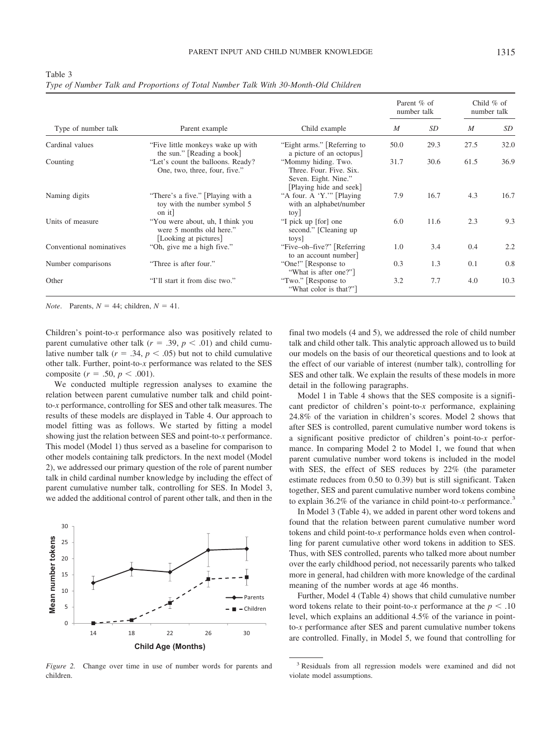Table 3
*Type of Number Talk and Proportions of Total Number Talk With 30-Month-Old Children*

| Type of number talk | Parent example | Child example | Parent % of number talk | | Child % of number talk | |
|---|---|---|---|---|---|---|
| | | | *M* | *SD* | *M* | *SD* |
| Cardinal values | "Five little monkeys wake up with the sun." [Reading a book] | "Eight arms." [Referring to a picture of an octopus] | 50.0 | 29.3 | 27.5 | 32.0 |
| Counting | "Let's count the balloons. Ready? One, two, three, four, five." | "Mommy hiding. Two. Three. Four. Five. Six. Seven. Eight. Nine." [Playing hide and seek] | 31.7 | 30.6 | 61.5 | 36.9 |
| Naming digits | "There's a five." [Playing with a toy with the number symbol 5 on it] | "A four. A 'Y.'" [Playing with an alphabet/number toy] | 7.9 | 16.7 | 4.3 | 16.7 |
| Units of measure | "You were about, uh, I think you were 5 months old here." [Looking at pictures] | "I pick up [for] one second." [Cleaning up toys] | 6.0 | 11.6 | 2.3 | 9.3 |
| Conventional nominatives | "Oh, give me a high five." | "Five–oh–five?" [Referring to an account number] | 1.0 | 3.4 | 0.4 | 2.2 |
| Number comparisons | "Three is after four." | "One!" [Response to "What is after one?"] | 0.3 | 1.3 | 0.1 | 0.8 |
| Other | "I'll start it from disc two." | "Two." [Response to "What color is that?"] | 3.2 | 7.7 | 4.0 | 10.3 |

*Note*. Parents, $N = 44$; children, $N = 41$.

Children's point-to-*x* performance also was positively related to parent cumulative other talk ($r = .39$, $p < .01$) and child cumulative number talk ($r = .34$, $p < .05$) but not to child cumulative other talk. Further, point-to-*x* performance was related to the SES composite ($r = .50$, $p < .001$).

We conducted multiple regression analyses to examine the relation between parent cumulative number talk and child point-to-*x* performance, controlling for SES and other talk measures. The results of these models are displayed in Table 4. Our approach to model fitting was as follows. We started by fitting a model showing just the relation between SES and point-to-*x* performance. This model (Model 1) thus served as a baseline for comparison to other models containing talk predictors. In the next model (Model 2), we addressed our primary question of the role of parent number talk in child cardinal number knowledge by including the effect of parent cumulative number talk, controlling for SES. In Model 3, we added the additional control of parent other talk, and then in the final two models (4 and 5), we addressed the role of child number talk and child other talk. This analytic approach allowed us to build our models on the basis of our theoretical questions and to look at the effect of our variable of interest (number talk), controlling for SES and other talk. We explain the results of these models in more detail in the following paragraphs.

Mean number tokens
30
25
20
15
10
5
0
14
18
22
26
30
Child Age (Months)
Parents
Children

*Figure 2.* Change over time in use of number words for parents and children.

Model 1 in Table 4 shows that the SES composite is a significant predictor of children's point-to-*x* performance, explaining 24.8% of the variation in children's scores. Model 2 shows that after SES is controlled, parent cumulative number word tokens is a significant positive predictor of children's point-to-*x* performance. In comparing Model 2 to Model 1, we found that when parent cumulative number word tokens is included in the model with SES, the effect of SES reduces by 22% (the parameter estimate reduces from 0.50 to 0.39) but is still significant. Taken together, SES and parent cumulative number word tokens combine to explain 36.2% of the variance in child point-to-*x* performance.[3]

In Model 3 (Table 4), we added in parent other word tokens and found that the relation between parent cumulative number word tokens and child point-to-*x* performance holds even when controlling for parent cumulative other word tokens in addition to SES. Thus, with SES controlled, parents who talked more about number over the early childhood period, not necessarily parents who talked more in general, had children with more knowledge of the cardinal meaning of the number words at age 46 months.

Further, Model 4 (Table 4) shows that child cumulative number word tokens relate to their point-to-*x* performance at the $p < .10$ level, which explains an additional 4.5% of the variance in point-to-*x* performance after SES and parent cumulative number tokens are controlled. Finally, in Model 5, we found that controlling for

[3] Residuals from all regression models were examined and did not violate model assumptions.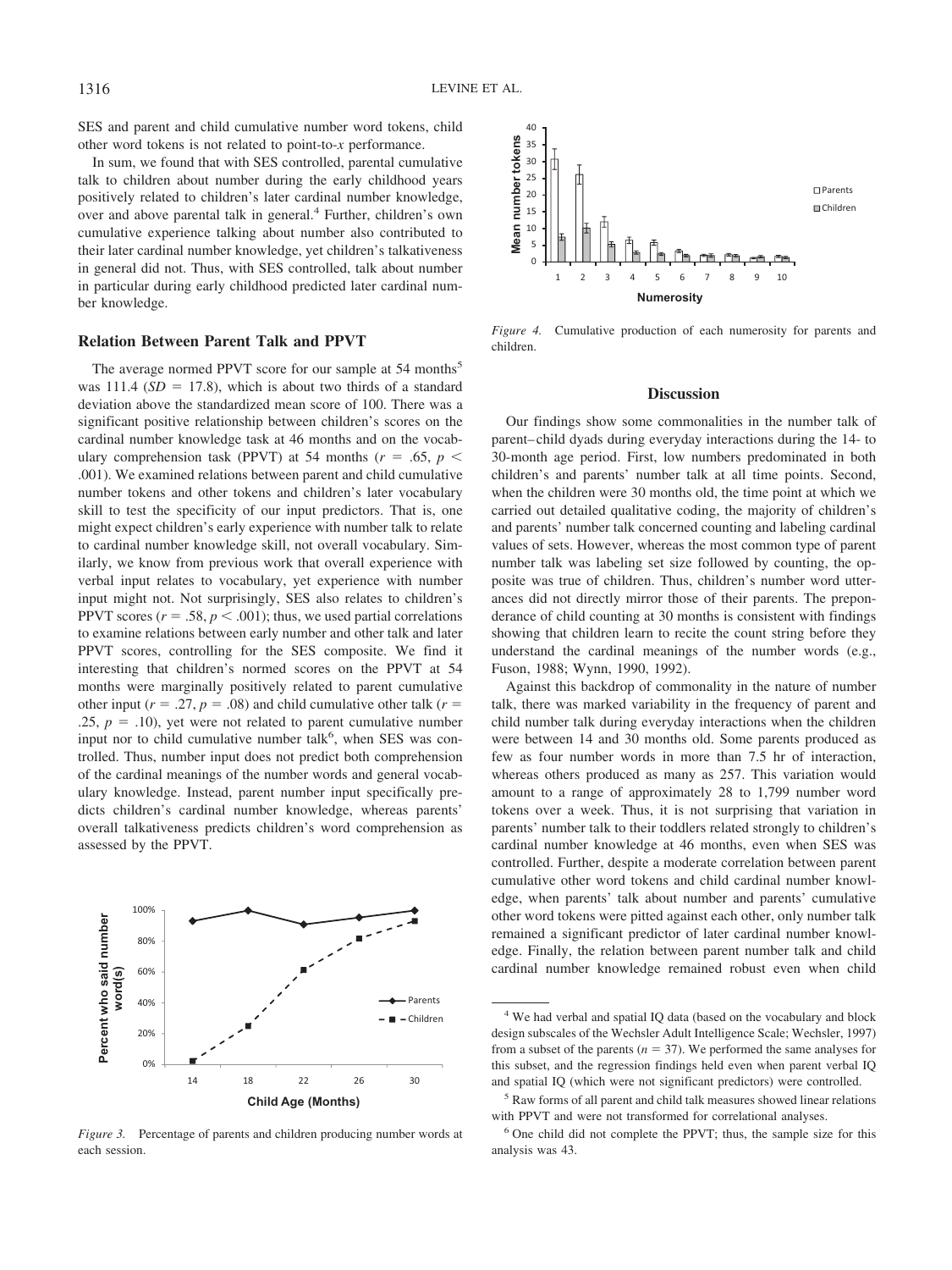SES and parent and child cumulative number word tokens, child other word tokens is not related to point-to-*x* performance.

In sum, we found that with SES controlled, parental cumulative talk to children about number during the early childhood years positively related to children's later cardinal number knowledge, over and above parental talk in general.[4] Further, children's own cumulative experience talking about number also contributed to their later cardinal number knowledge, yet children's talkativeness in general did not. Thus, with SES controlled, talk about number in particular during early childhood predicted later cardinal number knowledge.

## Relation Between Parent Talk and PPVT

The average normed PPVT score for our sample at 54 months[5] was 111.4 ($SD$ = 17.8), which is about two thirds of a standard deviation above the standardized mean score of 100. There was a significant positive relationship between children's scores on the cardinal number knowledge task at 46 months and on the vocabulary comprehension task (PPVT) at 54 months ($r$ = .65, $p$ < .001). We examined relations between parent and child cumulative number tokens and other tokens and children's later vocabulary skill to test the specificity of our input predictors. That is, one might expect children's early experience with number talk to relate to cardinal number knowledge skill, not overall vocabulary. Similarly, we know from previous work that overall experience with verbal input relates to vocabulary, yet experience with number input might not. Not surprisingly, SES also relates to children's PPVT scores ($r$ = .58, $p$ < .001); thus, we used partial correlations to examine relations between early number and other talk and later PPVT scores, controlling for the SES composite. We find it interesting that children's normed scores on the PPVT at 54 months were marginally positively related to parent cumulative other input ($r$ = .27, $p$ = .08) and child cumulative other talk ($r$ = .25, $p$ = .10), yet were not related to parent cumulative number input nor to child cumulative number talk[6], when SES was controlled. Thus, number input does not predict both comprehension of the cardinal meanings of the number words and general vocabulary knowledge. Instead, parent number input specifically predicts children's cardinal number knowledge, whereas parents' overall talkativeness predicts children's word comprehension as assessed by the PPVT.

Percent who said number word(s)
100%
80%
60%
40%
20%
0%
14 18 22 26 30
Child Age (Months)
Parents
Children

*Figure 3.* Percentage of parents and children producing number words at each session.

Mean number tokens
40
35
30
25
20
15
10
5
0
1 2 3 4 5 6 7 8 9 10
Numerosity
Parents
Children

*Figure 4.* Cumulative production of each numerosity for parents and children.

## Discussion

Our findings show some commonalities in the number talk of parent–child dyads during everyday interactions during the 14- to 30-month age period. First, low numbers predominated in both children's and parents' number talk at all time points. Second, when the children were 30 months old, the time point at which we carried out detailed qualitative coding, the majority of children's and parents' number talk concerned counting and labeling cardinal values of sets. However, whereas the most common type of parent number talk was labeling set size followed by counting, the opposite was true of children. Thus, children's number word utterances did not directly mirror those of their parents. The preponderance of child counting at 30 months is consistent with findings showing that children learn to recite the count string before they understand the cardinal meanings of the number words (e.g., Fuson, 1988; Wynn, 1990, 1992).

Against this backdrop of commonality in the nature of number talk, there was marked variability in the frequency of parent and child number talk during everyday interactions when the children were between 14 and 30 months old. Some parents produced as few as four number words in more than 7.5 hr of interaction, whereas others produced as many as 257. This variation would amount to a range of approximately 28 to 1,799 number word tokens over a week. Thus, it is not surprising that variation in parents' number talk to their toddlers related strongly to children's cardinal number knowledge at 46 months, even when SES was controlled. Further, despite a moderate correlation between parent cumulative other word tokens and child cardinal number knowledge, when parents' talk about number and parents' cumulative other word tokens were pitted against each other, only number talk remained a significant predictor of later cardinal number knowledge. Finally, the relation between parent number talk and child cardinal number knowledge remained robust even when child

[4] We had verbal and spatial IQ data (based on the vocabulary and block design subscales of the Wechsler Adult Intelligence Scale; Wechsler, 1997) from a subset of the parents ($n$ = 37). We performed the same analyses for this subset, and the regression findings held even when parent verbal IQ and spatial IQ (which were not significant predictors) were controlled.

[5] Raw forms of all parent and child talk measures showed linear relations with PPVT and were not transformed for correlational analyses.

[6] One child did not complete the PPVT; thus, the sample size for this analysis was 43.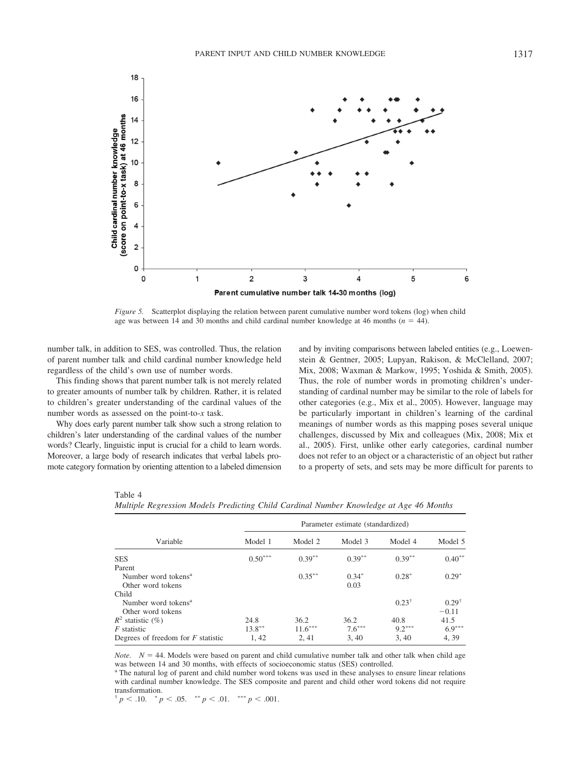18
16
14
12
10
8
6
4
2
0

0 1 2 3 4 5 6

Child cardinal number knowledge (score on point-to-x task) at 46 months

Parent cumulative number talk 14-30 months (log)

*Figure 5.* Scatterplot displaying the relation between parent cumulative number word tokens (log) when child age was between 14 and 30 months and child cardinal number knowledge at 46 months ($n = 44$).

number talk, in addition to SES, was controlled. Thus, the relation of parent number talk and child cardinal number knowledge held regardless of the child's own use of number words.

This finding shows that parent number talk is not merely related to greater amounts of number talk by children. Rather, it is related to children's greater understanding of the cardinal values of the number words as assessed on the point-to-*x* task.

Why does early parent number talk show such a strong relation to children's later understanding of the cardinal values of the number words? Clearly, linguistic input is crucial for a child to learn words. Moreover, a large body of research indicates that verbal labels promote category formation by orienting attention to a labeled dimension and by inviting comparisons between labeled entities (e.g., Loewenstein & Gentner, 2005; Lupyan, Rakison, & McClelland, 2007; Mix, 2008; Waxman & Markow, 1995; Yoshida & Smith, 2005). Thus, the role of number words in promoting children's understanding of cardinal number may be similar to the role of labels for other categories (e.g., Mix et al., 2005). However, language may be particularly important in children's learning of the cardinal meanings of number words as this mapping poses several unique challenges, discussed by Mix and colleagues (Mix, 2008; Mix et al., 2005). First, unlike other early categories, cardinal number does not refer to an object or a characteristic of an object but rather to a property of sets, and sets may be more difficult for parents to

Table 4
*Multiple Regression Models Predicting Child Cardinal Number Knowledge at Age 46 Months*

| Variable | Parameter estimate (standardized) | | | | |
|---|---|---|---|---|---|
| | Model 1 | Model 2 | Model 3 | Model 4 | Model 5 |
| SES | 0.50*** | 0.39** | 0.39** | 0.39** | 0.40** |
| Parent | | | | | |
| Number word tokens[a] | | 0.35** | 0.34* | 0.28* | 0.29* |
| Other word tokens | | | 0.03 | | |
| Child | | | | | |
| Number word tokens[a] | | | | 0.23† | 0.29† |
| Other word tokens | | | | | −0.11 |
| $R^2$ statistic (%) | 24.8 | 36.2 | 36.2 | 40.8 | 41.5 |
| $F$ statistic | 13.8** | 11.6*** | 7.6*** | 9.2*** | 6.9*** |
| Degrees of freedom for $F$ statistic | 1, 42 | 2, 41 | 3, 40 | 3, 40 | 4, 39 |

*Note.* $N = 44$. Models were based on parent and child cumulative number talk and other talk when child age was between 14 and 30 months, with effects of socioeconomic status (SES) controlled.
[a] The natural log of parent and child number word tokens was used in these analyses to ensure linear relations with cardinal number knowledge. The SES composite and parent and child other word tokens did not require transformation.
† $p < .10$. * $p < .05$. ** $p < .01$. *** $p < .001$.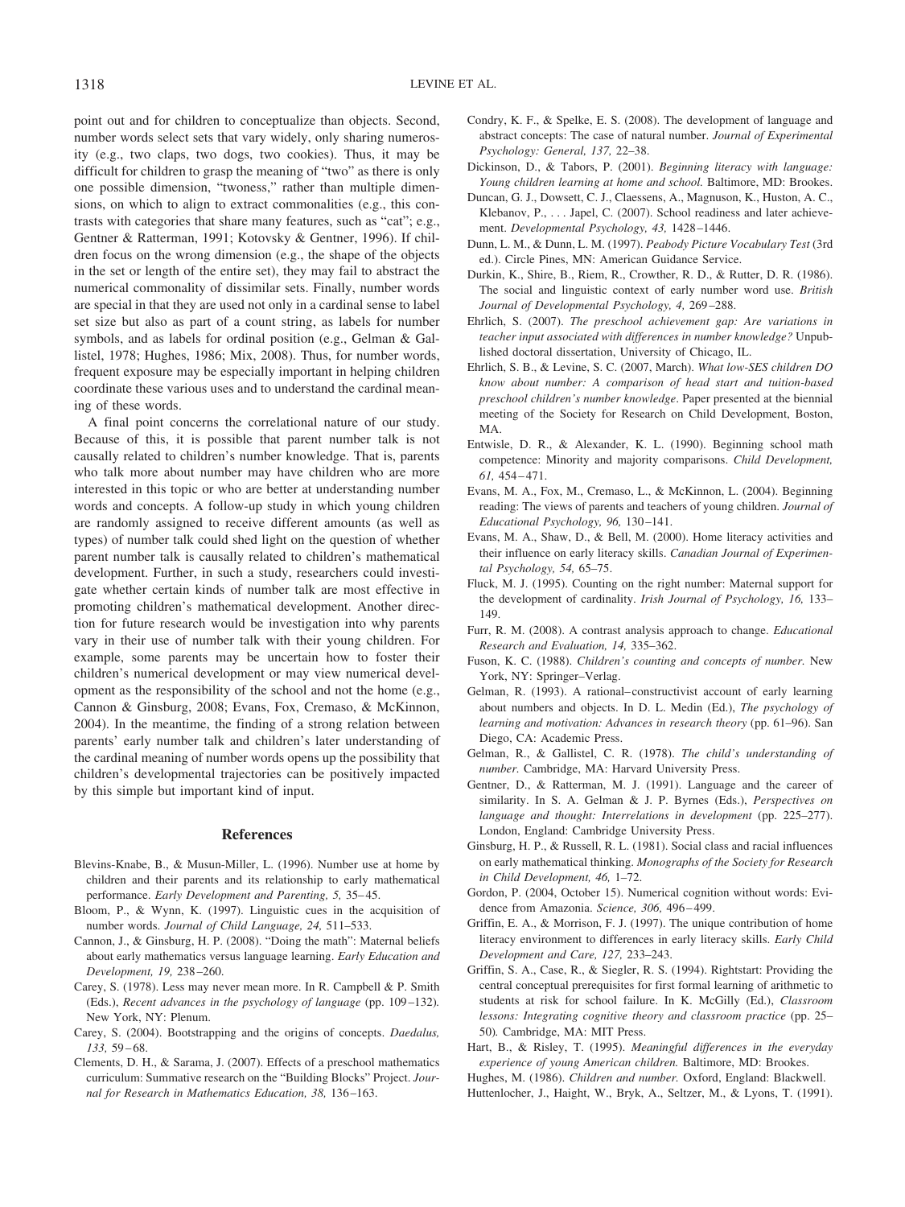point out and for children to conceptualize than objects. Second, number words select sets that vary widely, only sharing numerosity (e.g., two claps, two dogs, two cookies). Thus, it may be difficult for children to grasp the meaning of "two" as there is only one possible dimension, "twoness," rather than multiple dimensions, on which to align to extract commonalities (e.g., this contrasts with categories that share many features, such as "cat"; e.g., Gentner & Ratterman, 1991; Kotovsky & Gentner, 1996). If children focus on the wrong dimension (e.g., the shape of the objects in the set or length of the entire set), they may fail to abstract the numerical commonality of dissimilar sets. Finally, number words are special in that they are used not only in a cardinal sense to label set size but also as part of a count string, as labels for number symbols, and as labels for ordinal position (e.g., Gelman & Gallistel, 1978; Hughes, 1986; Mix, 2008). Thus, for number words, frequent exposure may be especially important in helping children coordinate these various uses and to understand the cardinal meaning of these words.

A final point concerns the correlational nature of our study. Because of this, it is possible that parent number talk is not causally related to children's number knowledge. That is, parents who talk more about number may have children who are more interested in this topic or who are better at understanding number words and concepts. A follow-up study in which young children are randomly assigned to receive different amounts (as well as types) of number talk could shed light on the question of whether parent number talk is causally related to children's mathematical development. Further, in such a study, researchers could investigate whether certain kinds of number talk are most effective in promoting children's mathematical development. Another direction for future research would be investigation into why parents vary in their use of number talk with their young children. For example, some parents may be uncertain how to foster their children's numerical development or may view numerical development as the responsibility of the school and not the home (e.g., Cannon & Ginsburg, 2008; Evans, Fox, Cremaso, & McKinnon, 2004). In the meantime, the finding of a strong relation between parents' early number talk and children's later understanding of the cardinal meaning of number words opens up the possibility that children's developmental trajectories can be positively impacted by this simple but important kind of input.

## References

Blevins-Knabe, B., & Musun-Miller, L. (1996). Number use at home by children and their parents and its relationship to early mathematical performance. *Early Development and Parenting, 5,* 35–45.

Bloom, P., & Wynn, K. (1997). Linguistic cues in the acquisition of number words. *Journal of Child Language, 24,* 511–533.

Cannon, J., & Ginsburg, H. P. (2008). "Doing the math": Maternal beliefs about early mathematics versus language learning. *Early Education and Development, 19,* 238–260.

Carey, S. (1978). Less may never mean more. In R. Campbell & P. Smith (Eds.), *Recent advances in the psychology of language* (pp. 109–132). New York, NY: Plenum.

Carey, S. (2004). Bootstrapping and the origins of concepts. *Daedalus, 133,* 59–68.

Clements, D. H., & Sarama, J. (2007). Effects of a preschool mathematics curriculum: Summative research on the "Building Blocks" Project. *Journal for Research in Mathematics Education, 38,* 136–163.

Condry, K. F., & Spelke, E. S. (2008). The development of language and abstract concepts: The case of natural number. *Journal of Experimental Psychology: General, 137,* 22–38.

Dickinson, D., & Tabors, P. (2001). *Beginning literacy with language: Young children learning at home and school.* Baltimore, MD: Brookes.

Duncan, G. J., Dowsett, C. J., Claessens, A., Magnuson, K., Huston, A. C., Klebanov, P., . . . Japel, C. (2007). School readiness and later achievement. *Developmental Psychology, 43,* 1428–1446.

Dunn, L. M., & Dunn, L. M. (1997). *Peabody Picture Vocabulary Test* (3rd ed.). Circle Pines, MN: American Guidance Service.

Durkin, K., Shire, B., Riem, R., Crowther, R. D., & Rutter, D. R. (1986). The social and linguistic context of early number word use. *British Journal of Developmental Psychology, 4,* 269–288.

Ehrlich, S. (2007). *The preschool achievement gap: Are variations in teacher input associated with differences in number knowledge?* Unpublished doctoral dissertation, University of Chicago, IL.

Ehrlich, S. B., & Levine, S. C. (2007, March). *What low-SES children DO know about number: A comparison of head start and tuition-based preschool children's number knowledge*. Paper presented at the biennial meeting of the Society for Research on Child Development, Boston, MA.

Entwisle, D. R., & Alexander, K. L. (1990). Beginning school math competence: Minority and majority comparisons. *Child Development, 61,* 454–471.

Evans, M. A., Fox, M., Cremaso, L., & McKinnon, L. (2004). Beginning reading: The views of parents and teachers of young children. *Journal of Educational Psychology, 96,* 130–141.

Evans, M. A., Shaw, D., & Bell, M. (2000). Home literacy activities and their influence on early literacy skills. *Canadian Journal of Experimental Psychology, 54,* 65–75.

Fluck, M. J. (1995). Counting on the right number: Maternal support for the development of cardinality. *Irish Journal of Psychology, 16,* 133–149.

Furr, R. M. (2008). A contrast analysis approach to change. *Educational Research and Evaluation, 14,* 335–362.

Fuson, K. C. (1988). *Children's counting and concepts of number.* New York, NY: Springer–Verlag.

Gelman, R. (1993). A rational–constructivist account of early learning about numbers and objects. In D. L. Medin (Ed.), *The psychology of learning and motivation: Advances in research theory* (pp. 61–96). San Diego, CA: Academic Press.

Gelman, R., & Gallistel, C. R. (1978). *The child's understanding of number.* Cambridge, MA: Harvard University Press.

Gentner, D., & Ratterman, M. J. (1991). Language and the career of similarity. In S. A. Gelman & J. P. Byrnes (Eds.), *Perspectives on language and thought: Interrelations in development* (pp. 225–277). London, England: Cambridge University Press.

Ginsburg, H. P., & Russell, R. L. (1981). Social class and racial influences on early mathematical thinking. *Monographs of the Society for Research in Child Development, 46,* 1–72.

Gordon, P. (2004, October 15). Numerical cognition without words: Evidence from Amazonia. *Science, 306,* 496–499.

Griffin, E. A., & Morrison, F. J. (1997). The unique contribution of home literacy environment to differences in early literacy skills. *Early Child Development and Care, 127,* 233–243.

Griffin, S. A., Case, R., & Siegler, R. S. (1994). Rightstart: Providing the central conceptual prerequisites for first formal learning of arithmetic to students at risk for school failure. In K. McGilly (Ed.), *Classroom lessons: Integrating cognitive theory and classroom practice* (pp. 25–50). Cambridge, MA: MIT Press.

Hart, B., & Risley, T. (1995). *Meaningful differences in the everyday experience of young American children.* Baltimore, MD: Brookes.

Hughes, M. (1986). *Children and number.* Oxford, England: Blackwell.

Huttenlocher, J., Haight, W., Bryk, A., Seltzer, M., & Lyons, T. (1991).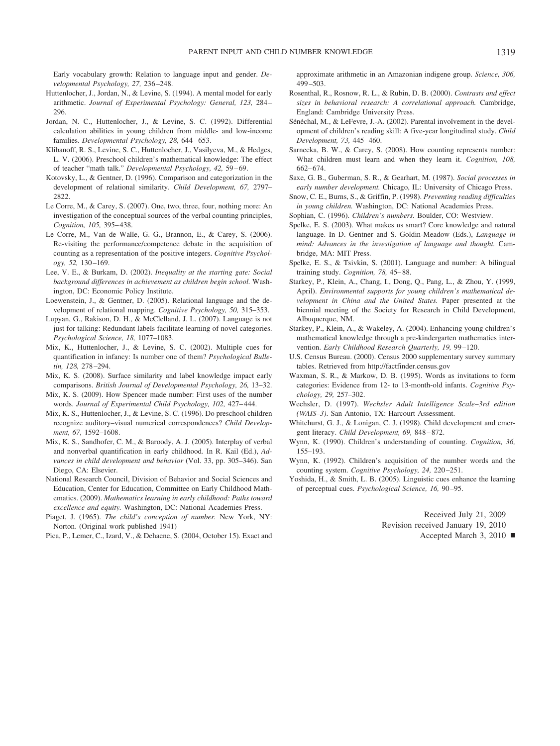Early vocabulary growth: Relation to language input and gender. *Developmental Psychology, 27,* 236–248.

Huttenlocher, J., Jordan, N., & Levine, S. (1994). A mental model for early arithmetic. *Journal of Experimental Psychology: General, 123,* 284–296.

Jordan, N. C., Huttenlocher, J., & Levine, S. C. (1992). Differential calculation abilities in young children from middle- and low-income families. *Developmental Psychology, 28,* 644–653.

Klibanoff, R. S., Levine, S. C., Huttenlocher, J., Vasilyeva, M., & Hedges, L. V. (2006). Preschool children's mathematical knowledge: The effect of teacher "math talk." *Developmental Psychology, 42,* 59–69.

Kotovsky, L., & Gentner, D. (1996). Comparison and categorization in the development of relational similarity. *Child Development, 67,* 2797–2822.

Le Corre, M., & Carey, S. (2007). One, two, three, four, nothing more: An investigation of the conceptual sources of the verbal counting principles, *Cognition, 105,* 395–438.

Le Corre, M., Van de Walle, G. G., Brannon, E., & Carey, S. (2006). Re-visiting the performance/competence debate in the acquisition of counting as a representation of the positive integers. *Cognitive Psychology, 52,* 130–169.

Lee, V. E., & Burkam, D. (2002). *Inequality at the starting gate: Social background differences in achievement as children begin school.* Washington, DC: Economic Policy Institute.

Loewenstein, J., & Gentner, D. (2005). Relational language and the development of relational mapping. *Cognitive Psychology, 50,* 315–353.

Lupyan, G., Rakison, D. H., & McClelland, J. L. (2007). Language is not just for talking: Redundant labels facilitate learning of novel categories. *Psychological Science, 18,* 1077–1083.

Mix, K., Huttenlocher, J., & Levine, S. C. (2002). Multiple cues for quantification in infancy: Is number one of them? *Psychological Bulletin, 128,* 278–294.

Mix, K. S. (2008). Surface similarity and label knowledge impact early comparisons. *British Journal of Developmental Psychology, 26,* 13–32.

Mix, K. S. (2009). How Spencer made number: First uses of the number words. *Journal of Experimental Child Psychology, 102,* 427–444.

Mix, K. S., Huttenlocher, J., & Levine, S. C. (1996). Do preschool children recognize auditory–visual numerical correspondences? *Child Development, 67,* 1592–1608.

Mix, K. S., Sandhofer, C. M., & Baroody, A. J. (2005). Interplay of verbal and nonverbal quantification in early childhood. In R. Kail (Ed.), *Advances in child development and behavior* (Vol. 33, pp. 305–346). San Diego, CA: Elsevier.

National Research Council, Division of Behavior and Social Sciences and Education, Center for Education, Committee on Early Childhood Mathematics. (2009). *Mathematics learning in early childhood: Paths toward excellence and equity.* Washington, DC: National Academies Press.

Piaget, J. (1965). *The child's conception of number.* New York, NY: Norton. (Original work published 1941)

Pica, P., Lemer, C., Izard, V., & Dehaene, S. (2004, October 15). Exact and approximate arithmetic in an Amazonian indigene group. *Science, 306,* 499–503.

Rosenthal, R., Rosnow, R. L., & Rubin, D. B. (2000). *Contrasts and effect sizes in behavioral research: A correlational approach.* Cambridge, England: Cambridge University Press.

Sénéchal, M., & LeFevre, J.-A. (2002). Parental involvement in the development of children's reading skill: A five-year longitudinal study. *Child Development, 73,* 445–460.

Sarnecka, B. W., & Carey, S. (2008). How counting represents number: What children must learn and when they learn it. *Cognition, 108,* 662–674.

Saxe, G. B., Guberman, S. R., & Gearhart, M. (1987). *Social processes in early number development.* Chicago, IL: University of Chicago Press.

Snow, C. E., Burns, S., & Griffin, P. (1998). *Preventing reading difficulties in young children.* Washington, DC: National Academies Press.

Sophian, C. (1996). *Children's numbers.* Boulder, CO: Westview.

Spelke, E. S. (2003). What makes us smart? Core knowledge and natural language. In D. Gentner and S. Goldin-Meadow (Eds.), *Language in mind: Advances in the investigation of language and thought.* Cambridge, MA: MIT Press.

Spelke, E. S., & Tsivkin, S. (2001). Language and number: A bilingual training study. *Cognition, 78,* 45–88.

Starkey, P., Klein, A., Chang, I., Dong, Q., Pang, L., & Zhou, Y. (1999, April). *Environmental supports for young children's mathematical development in China and the United States.* Paper presented at the biennial meeting of the Society for Research in Child Development, Albuquerque, NM.

Starkey, P., Klein, A., & Wakeley, A. (2004). Enhancing young children's mathematical knowledge through a pre-kindergarten mathematics intervention. *Early Childhood Research Quarterly, 19,* 99–120.

U.S. Census Bureau. (2000). Census 2000 supplementary survey summary tables. Retrieved from http://factfinder.census.gov

Waxman, S. R., & Markow, D. B. (1995). Words as invitations to form categories: Evidence from 12- to 13-month-old infants. *Cognitive Psychology, 29,* 257–302.

Wechsler, D. (1997). *Wechsler Adult Intelligence Scale–3rd edition (WAIS–3).* San Antonio, TX: Harcourt Assessment.

Whitehurst, G. J., & Lonigan, C. J. (1998). Child development and emergent literacy. *Child Development, 69,* 848–872.

Wynn, K. (1990). Children's understanding of counting. *Cognition, 36,* 155–193.

Wynn, K. (1992). Children's acquisition of the number words and the counting system. *Cognitive Psychology, 24,* 220–251.

Yoshida, H., & Smith, L. B. (2005). Linguistic cues enhance the learning of perceptual cues. *Psychological Science, 16,* 90–95.

Received July 21, 2009
Revision received January 19, 2010
Accepted March 3, 2010 ■